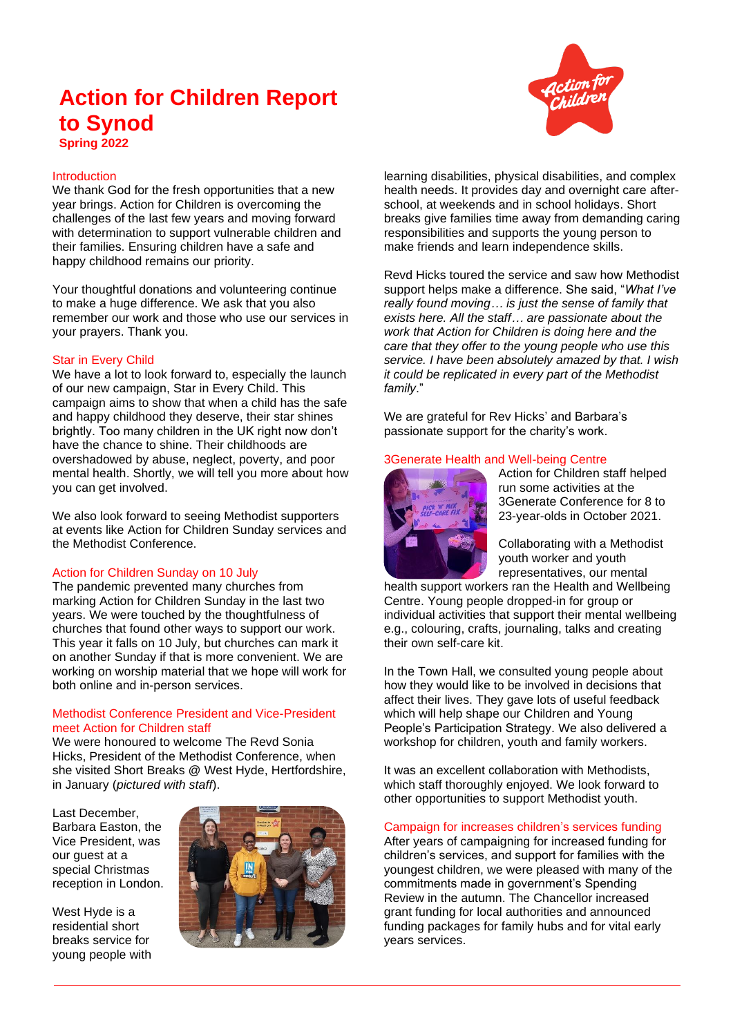# Action for Children Report to Synod

**Spring 2022**

## Introduction

We thank God for the fresh opportunities that a new year brings. Action for Children is overcoming the challenges of the last few years and moving forward with determination to support vulnerable children and their families. Ensuring children have a safe and happy childhood remains our priority.

Your thoughtful donations and volunteering continue to make a huge difference. We ask that you also remember our work and those who use our services in your prayers. Thank you.

## Star in Every Child

We have a lot to look forward to, especially the launch of our new campaign, Star in Every Child. This campaign aims to show that when a child has the safe and happy childhood they deserve, their star shines brightly. Too many children in the UK right now don't have the chance to shine. Their childhoods are overshadowed by abuse, neglect, poverty, and poor mental health. Shortly, we will tell you more about how you can get involved.

We also look forward to seeing Methodist supporters at events like Action for Children Sunday services and the Methodist Conference.

## Action for Children Sunday on 10 July

The pandemic prevented many churches from marking Action for Children Sunday in the last two years. We were touched by the thoughtfulness of churches that found other ways to support our work. This year it falls on 10 July, but churches can mark it on another Sunday if that is more convenient. We are working on worship material that we hope will work for both online and in-person services.

## Methodist Conference President and Vice-President meet Action for Children staff

We were honoured to welcome The Revd Sonia Hicks, President of the Methodist Conference, when she visited Short Breaks @ West Hyde, Hertfordshire, in January (*pictured with staff*).

Last December, Barbara Easton, the Vice President, was our guest at a special Christmas reception in London.

West Hyde is a residential short breaks service for young people with learning disabilities, physical disabilities, and complex health needs. It provides day and overnight care after-school, at weekends and in school holidays. Short breaks give families time away from demanding caring responsibilities and supports the young person to make friends and learn independence skills.

Revd Hicks toured the service and saw how Methodist support helps make a difference. She said, "*What I've really found moving… is just the sense of family that exists here. All the staff… are passionate about the work that Action for Children is doing here and the care that they offer to the young people who use this service. I have been absolutely amazed by that. I wish it could be replicated in every part of the Methodist family*."

We are grateful for Rev Hicks' and Barbara's passionate support for the charity's work.

## 3Generate Health and Well-being Centre

Action for Children staff helped run some activities at the 3Generate Conference for 8 to 23-year-olds in October 2021.

Collaborating with a Methodist youth worker and youth representatives, our mental health support workers ran the Health and Wellbeing Centre. Young people dropped-in for group or individual activities that support their mental wellbeing e.g., colouring, crafts, journaling, talks and creating their own self-care kit.

In the Town Hall, we consulted young people about how they would like to be involved in decisions that affect their lives. They gave lots of useful feedback which will help shape our Children and Young People's Participation Strategy. We also delivered a workshop for children, youth and family workers.

It was an excellent collaboration with Methodists, which staff thoroughly enjoyed. We look forward to other opportunities to support Methodist youth.

## Campaign for increases children's services funding

After years of campaigning for increased funding for children's services, and support for families with the youngest children, we were pleased with many of the commitments made in government's Spending Review in the autumn. The Chancellor increased grant funding for local authorities and announced funding packages for family hubs and for vital early years services.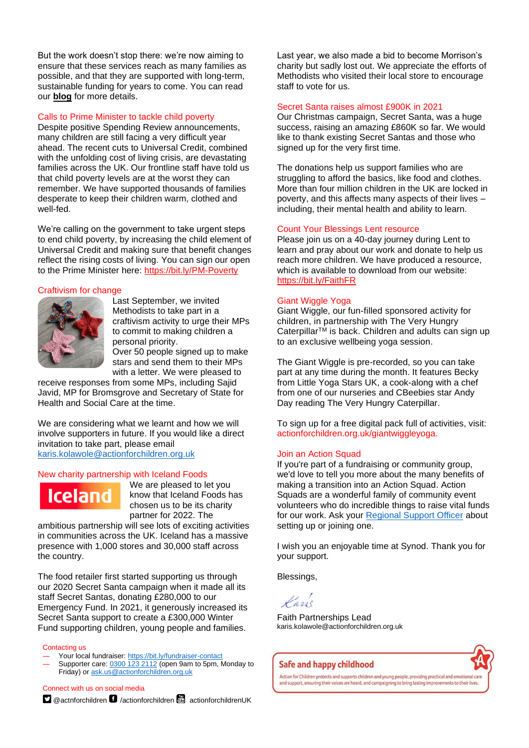But the work doesn't stop there: we're now aiming to ensure that these services reach as many families as possible, and that they are supported with long-term, sustainable funding for years to come. You can read our **blog** for more details.

## Calls to Prime Minister to tackle child poverty

Despite positive Spending Review announcements, many children are still facing a very difficult year ahead. The recent cuts to Universal Credit, combined with the unfolding cost of living crisis, are devastating families across the UK. Our frontline staff have told us that child poverty levels are at the worst they can remember. We have supported thousands of families desperate to keep their children warm, clothed and well-fed.

We're calling on the government to take urgent steps to end child poverty, by increasing the child element of Universal Credit and making sure that benefit changes reflect the rising costs of living. You can sign our open to the Prime Minister here: https://bit.ly/PM-Poverty

## Craftivism for change

Last September, we invited Methodists to take part in a craftivism activity to urge their MPs to commit to making children a personal priority. Over 50 people signed up to make stars and send them to their MPs with a letter. We were pleased to receive responses from some MPs, including Sajid Javid, MP for Bromsgrove and Secretary of State for Health and Social Care at the time.

We are considering what we learnt and how we will involve supporters in future. If you would like a direct invitation to take part, please email karis.kolawole@actionforchildren.org.uk

## New charity partnership with Iceland Foods

We are pleased to let you know that Iceland Foods has chosen us to be its charity partner for 2022. The ambitious partnership will see lots of exciting activities in communities across the UK. Iceland has a massive presence with 1,000 stores and 30,000 staff across the country.

The food retailer first started supporting us through our 2020 Secret Santa campaign when it made all its staff Secret Santas, donating £280,000 to our Emergency Fund. In 2021, it generously increased its Secret Santa support to create a £300,000 Winter Fund supporting children, young people and families.

Last year, we also made a bid to become Morrison's charity but sadly lost out. We appreciate the efforts of Methodists who visited their local store to encourage staff to vote for us.

## Secret Santa raises almost £900K in 2021

Our Christmas campaign, Secret Santa, was a huge success, raising an amazing £860K so far. We would like to thank existing Secret Santas and those who signed up for the very first time.

The donations help us support families who are struggling to afford the basics, like food and clothes. More than four million children in the UK are locked in poverty, and this affects many aspects of their lives – including, their mental health and ability to learn.

## Count Your Blessings Lent resource

Please join us on a 40-day journey during Lent to learn and pray about our work and donate to help us reach more children. We have produced a resource, which is available to download from our website: https://bit.ly/FaithFR

## Giant Wiggle Yoga

Giant Wiggle, our fun-filled sponsored activity for children, in partnership with The Very Hungry Caterpillar™ is back. Children and adults can sign up to an exclusive wellbeing yoga session.

The Giant Wiggle is pre-recorded, so you can take part at any time during the month. It features Becky from Little Yoga Stars UK, a cook-along with a chef from one of our nurseries and CBeebies star Andy Day reading The Very Hungry Caterpillar.

To sign up for a free digital pack full of activities, visit: actionforchildren.org.uk/giantwiggleyoga.

## Join an Action Squad

If you're part of a fundraising or community group, we'd love to tell you more about the many benefits of making a transition into an Action Squad. Action Squads are a wonderful family of community event volunteers who do incredible things to raise vital funds for our work. Ask your Regional Support Officer about setting up or joining one.

I wish you an enjoyable time at Synod. Thank you for your support.

Blessings,

Karis

Faith Partnerships Lead
karis.kolawole@actionforchildren.org.uk

### Contacting us

- Your local fundraiser: https://bit.ly/fundraiser-contact
- Supporter care: 0300 123 2112 (open 9am to 5pm, Monday to Friday) or ask.us@actionforchildren.org.uk

### Connect with us on social media

@actnforchildren /actionforchildren actionforchildrenUK

**Safe and happy childhood**

Action for Children protects and supports children and young people, providing practical and emotional care and support, ensuring their voices are heard, and campaigning to bring lasting improvements to their lives.